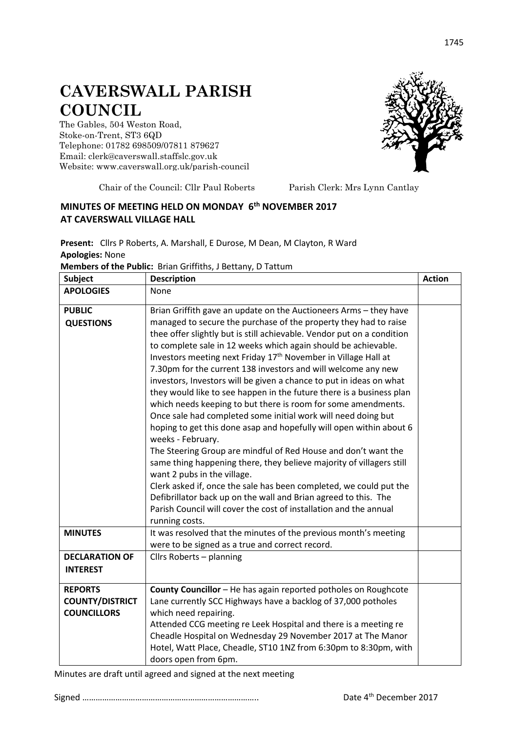# CAVERSWALL PARISH COUNCIL

The Gables, 504 Weston Road,
Stoke-on-Trent, ST3 6QD
Telephone: 01782 698509/07811 879627
Email: clerk@caverswall.staffslc.gov.uk
Website: www.caverswall.org.uk/parish-council

Chair of the Council: Cllr Paul Roberts     Parish Clerk: Mrs Lynn Cantlay

## MINUTES OF MEETING HELD ON MONDAY 6th NOVEMBER 2017 AT CAVERSWALL VILLAGE HALL

**Present:** Cllrs P Roberts, A. Marshall, E Durose, M Dean, M Clayton, R Ward
**Apologies:** None
**Members of the Public:** Brian Griffiths, J Bettany, D Tattum

| Subject | Description | Action |
|---|---|---|
| **APOLOGIES** | None | |
| **PUBLIC QUESTIONS** | Brian Griffith gave an update on the Auctioneers Arms – they have managed to secure the purchase of the property they had to raise thee offer slightly but is still achievable. Vendor put on a condition to complete sale in 12 weeks which again should be achievable. Investors meeting next Friday 17th November in Village Hall at 7.30pm for the current 138 investors and will welcome any new investors, Investors will be given a chance to put in ideas on what they would like to see happen in the future there is a business plan which needs keeping to but there is room for some amendments. Once sale had completed some initial work will need doing but hoping to get this done asap and hopefully will open within about 6 weeks - February.<br>The Steering Group are mindful of Red House and don't want the same thing happening there, they believe majority of villagers still want 2 pubs in the village.<br>Clerk asked if, once the sale has been completed, we could put the Defibrillator back up on the wall and Brian agreed to this. The Parish Council will cover the cost of installation and the annual running costs. | |
| **MINUTES** | It was resolved that the minutes of the previous month's meeting were to be signed as a true and correct record. | |
| **DECLARATION OF INTEREST** | Cllrs Roberts – planning | |
| **REPORTS COUNTY/DISTRICT COUNCILLORS** | **County Councillor** – He has again reported potholes on Roughcote Lane currently SCC Highways have a backlog of 37,000 potholes which need repairing.<br>Attended CCG meeting re Leek Hospital and there is a meeting re Cheadle Hospital on Wednesday 29 November 2017 at The Manor Hotel, Watt Place, Cheadle, ST10 1NZ from 6:30pm to 8:30pm, with doors open from 6pm. | |

Minutes are draft until agreed and signed at the next meeting

Signed …………………………………………………………………..     Date 4th December 2017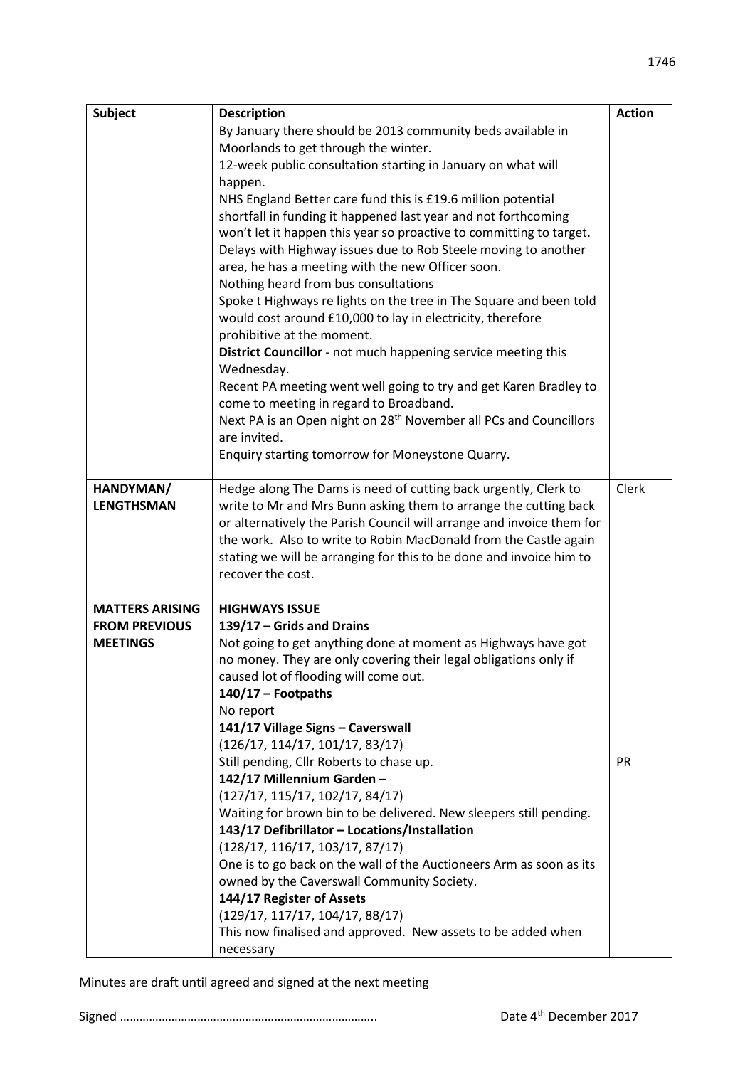| Subject | Description | Action |
|---|---|---|
| | By January there should be 2013 community beds available in Moorlands to get through the winter.<br>12-week public consultation starting in January on what will happen.<br>NHS England Better care fund this is £19.6 million potential shortfall in funding it happened last year and not forthcoming won't let it happen this year so proactive to committing to target.<br>Delays with Highway issues due to Rob Steele moving to another area, he has a meeting with the new Officer soon.<br>Nothing heard from bus consultations<br>Spoke t Highways re lights on the tree in The Square and been told would cost around £10,000 to lay in electricity, therefore prohibitive at the moment.<br>**District Councillor** - not much happening service meeting this Wednesday.<br>Recent PA meeting went well going to try and get Karen Bradley to come to meeting in regard to Broadband.<br>Next PA is an Open night on 28th November all PCs and Councillors are invited.<br>Enquiry starting tomorrow for Moneystone Quarry. | |
| **HANDYMAN/ LENGTHSMAN** | Hedge along The Dams is need of cutting back urgently, Clerk to write to Mr and Mrs Bunn asking them to arrange the cutting back or alternatively the Parish Council will arrange and invoice them for the work. Also to write to Robin MacDonald from the Castle again stating we will be arranging for this to be done and invoice him to recover the cost. | Clerk |
| **MATTERS ARISING FROM PREVIOUS MEETINGS** | **HIGHWAYS ISSUE**<br>**139/17 – Grids and Drains**<br>Not going to get anything done at moment as Highways have got no money. They are only covering their legal obligations only if caused lot of flooding will come out.<br>**140/17 – Footpaths**<br>No report<br>**141/17 Village Signs – Caverswall**<br>(126/17, 114/17, 101/17, 83/17)<br>Still pending, Cllr Roberts to chase up.<br>**142/17 Millennium Garden** –<br>(127/17, 115/17, 102/17, 84/17)<br>Waiting for brown bin to be delivered. New sleepers still pending.<br>**143/17 Defibrillator – Locations/Installation**<br>(128/17, 116/17, 103/17, 87/17)<br>One is to go back on the wall of the Auctioneers Arm as soon as its owned by the Caverswall Community Society.<br>**144/17 Register of Assets**<br>(129/17, 117/17, 104/17, 88/17)<br>This now finalised and approved. New assets to be added when necessary | PR |

Minutes are draft until agreed and signed at the next meeting

Signed ………………………………………………………………….. Date 4th December 2017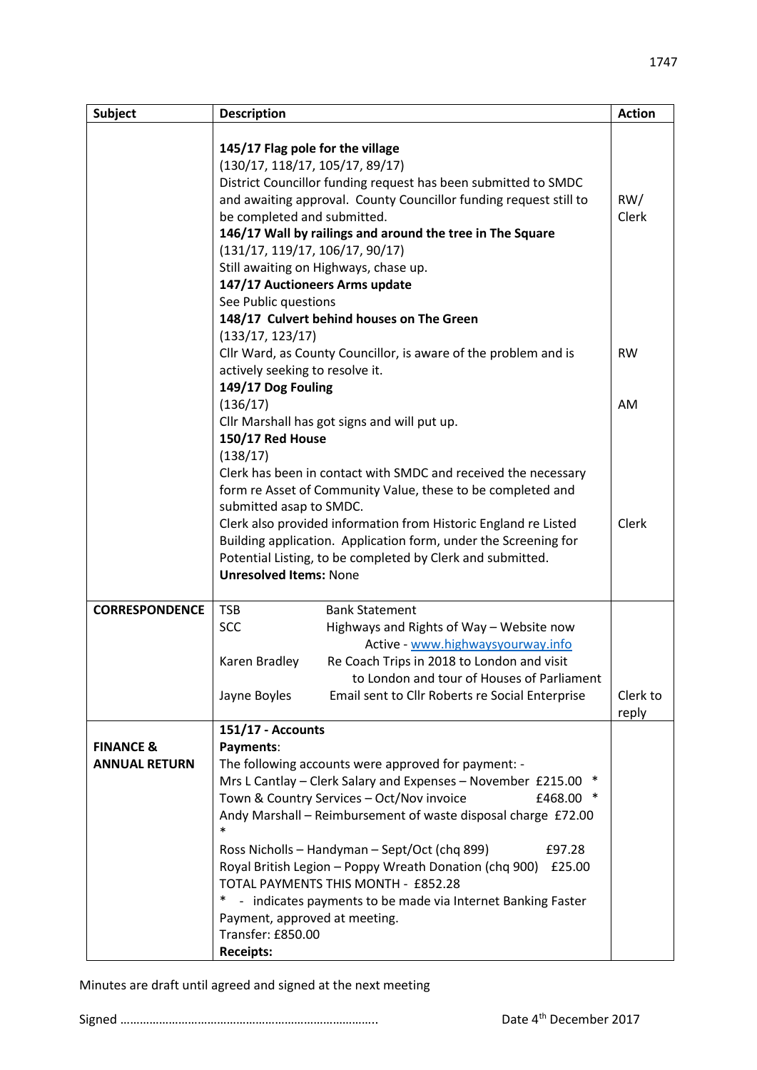| Subject | Description | Action |
| --- | --- | --- |
| | **145/17 Flag pole for the village**<br>(130/17, 118/17, 105/17, 89/17)<br>District Councillor funding request has been submitted to SMDC and awaiting approval. County Councillor funding request still to be completed and submitted.<br>**146/17 Wall by railings and around the tree in The Square**<br>(131/17, 119/17, 106/17, 90/17)<br>Still awaiting on Highways, chase up.<br>**147/17 Auctioneers Arms update**<br>See Public questions<br>**148/17 Culvert behind houses on The Green**<br>(133/17, 123/17)<br>Cllr Ward, as County Councillor, is aware of the problem and is actively seeking to resolve it.<br>**149/17 Dog Fouling**<br>(136/17)<br>Cllr Marshall has got signs and will put up.<br>**150/17 Red House**<br>(138/17)<br>Clerk has been in contact with SMDC and received the necessary form re Asset of Community Value, these to be completed and submitted asap to SMDC.<br>Clerk also provided information from Historic England re Listed Building application. Application form, under the Screening for Potential Listing, to be completed by Clerk and submitted.<br>**Unresolved Items:** None | RW/ Clerk<br><br>RW<br><br>AM<br><br>Clerk |
| **CORRESPONDENCE** | TSB — Bank Statement<br>SCC — Highways and Rights of Way – Website now Active - www.highwaysyourway.info<br>Karen Bradley — Re Coach Trips in 2018 to London and visit to London and tour of Houses of Parliament<br>Jayne Boyles — Email sent to Cllr Roberts re Social Enterprise | Clerk to reply |
| **FINANCE & ANNUAL RETURN** | **151/17 - Accounts**<br>**Payments**:<br>The following accounts were approved for payment: -<br>Mrs L Cantlay – Clerk Salary and Expenses – November £215.00 *<br>Town & Country Services – Oct/Nov invoice £468.00 *<br>Andy Marshall – Reimbursement of waste disposal charge £72.00 *<br>Ross Nicholls – Handyman – Sept/Oct (chq 899) £97.28<br>Royal British Legion – Poppy Wreath Donation (chq 900) £25.00<br>TOTAL PAYMENTS THIS MONTH - £852.28<br>* - indicates payments to be made via Internet Banking Faster Payment, approved at meeting.<br>Transfer: £850.00<br>**Receipts:** | |

Minutes are draft until agreed and signed at the next meeting

Signed …………………………………………………………………….. Date 4th December 2017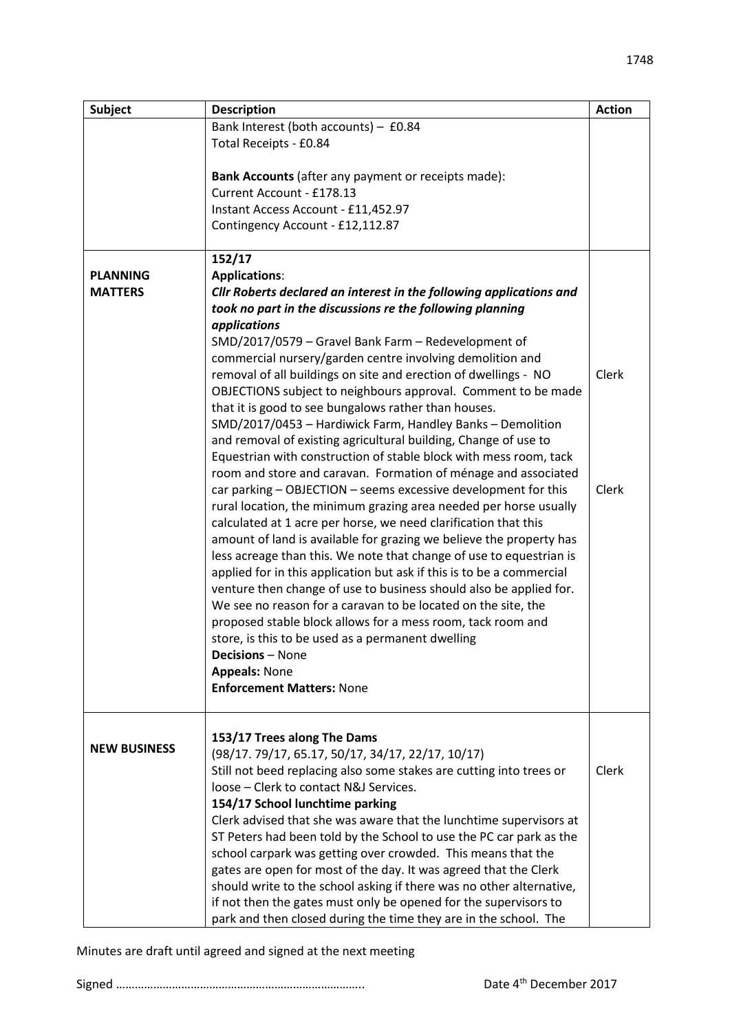| Subject | Description | Action |
|---|---|---|
| | Bank Interest (both accounts) – £0.84<br>Total Receipts - £0.84<br><br>**Bank Accounts** (after any payment or receipts made):<br>Current Account - £178.13<br>Instant Access Account - £11,452.97<br>Contingency Account - £12,112.87 | |
| **PLANNING MATTERS** | **152/17**<br>**Applications**:<br>***Cllr Roberts declared an interest in the following applications and took no part in the discussions re the following planning applications***<br>SMD/2017/0579 – Gravel Bank Farm – Redevelopment of commercial nursery/garden centre involving demolition and removal of all buildings on site and erection of dwellings - NO OBJECTIONS subject to neighbours approval. Comment to be made that it is good to see bungalows rather than houses.<br>SMD/2017/0453 – Hardiwick Farm, Handley Banks – Demolition and removal of existing agricultural building, Change of use to Equestrian with construction of stable block with mess room, tack room and store and caravan. Formation of ménage and associated car parking – OBJECTION – seems excessive development for this rural location, the minimum grazing area needed per horse usually calculated at 1 acre per horse, we need clarification that this amount of land is available for grazing we believe the property has less acreage than this. We note that change of use to equestrian is applied for in this application but ask if this is to be a commercial venture then change of use to business should also be applied for. We see no reason for a caravan to be located on the site, the proposed stable block allows for a mess room, tack room and store, is this to be used as a permanent dwelling<br>**Decisions** – None<br>**Appeals:** None<br>**Enforcement Matters:** None | Clerk<br><br>Clerk |
| **NEW BUSINESS** | **153/17 Trees along The Dams**<br>(98/17. 79/17, 65.17, 50/17, 34/17, 22/17, 10/17)<br>Still not beed replacing also some stakes are cutting into trees or loose – Clerk to contact N&J Services.<br>**154/17 School lunchtime parking**<br>Clerk advised that she was aware that the lunchtime supervisors at ST Peters had been told by the School to use the PC car park as the school carpark was getting over crowded. This means that the gates are open for most of the day. It was agreed that the Clerk should write to the school asking if there was no other alternative, if not then the gates must only be opened for the supervisors to park and then closed during the time they are in the school. The | Clerk |

Minutes are draft until agreed and signed at the next meeting

Signed …………………………………………………………………..  Date 4th December 2017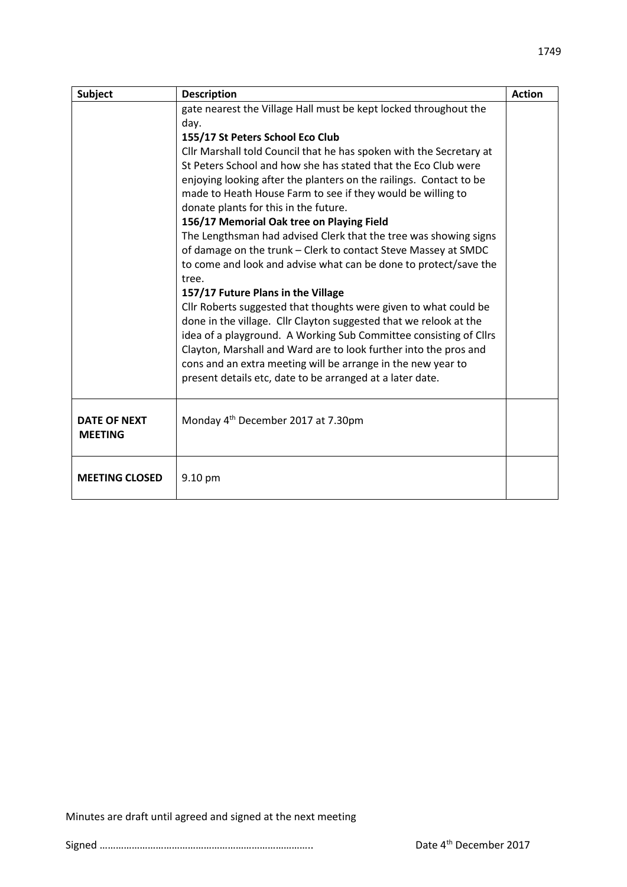| Subject | Description | Action |
|---|---|---|
| | gate nearest the Village Hall must be kept locked throughout the day.<br>**155/17 St Peters School Eco Club**<br>Cllr Marshall told Council that he has spoken with the Secretary at St Peters School and how she has stated that the Eco Club were enjoying looking after the planters on the railings. Contact to be made to Heath House Farm to see if they would be willing to donate plants for this in the future.<br>**156/17 Memorial Oak tree on Playing Field**<br>The Lengthsman had advised Clerk that the tree was showing signs of damage on the trunk – Clerk to contact Steve Massey at SMDC to come and look and advise what can be done to protect/save the tree.<br>**157/17 Future Plans in the Village**<br>Cllr Roberts suggested that thoughts were given to what could be done in the village. Cllr Clayton suggested that we relook at the idea of a playground. A Working Sub Committee consisting of Cllrs Clayton, Marshall and Ward are to look further into the pros and cons and an extra meeting will be arrange in the new year to present details etc, date to be arranged at a later date. | |
| **DATE OF NEXT MEETING** | Monday 4th December 2017 at 7.30pm | |
| **MEETING CLOSED** | 9.10 pm | |

Minutes are draft until agreed and signed at the next meeting

Signed …………………………………………………………………….. Date 4th December 2017